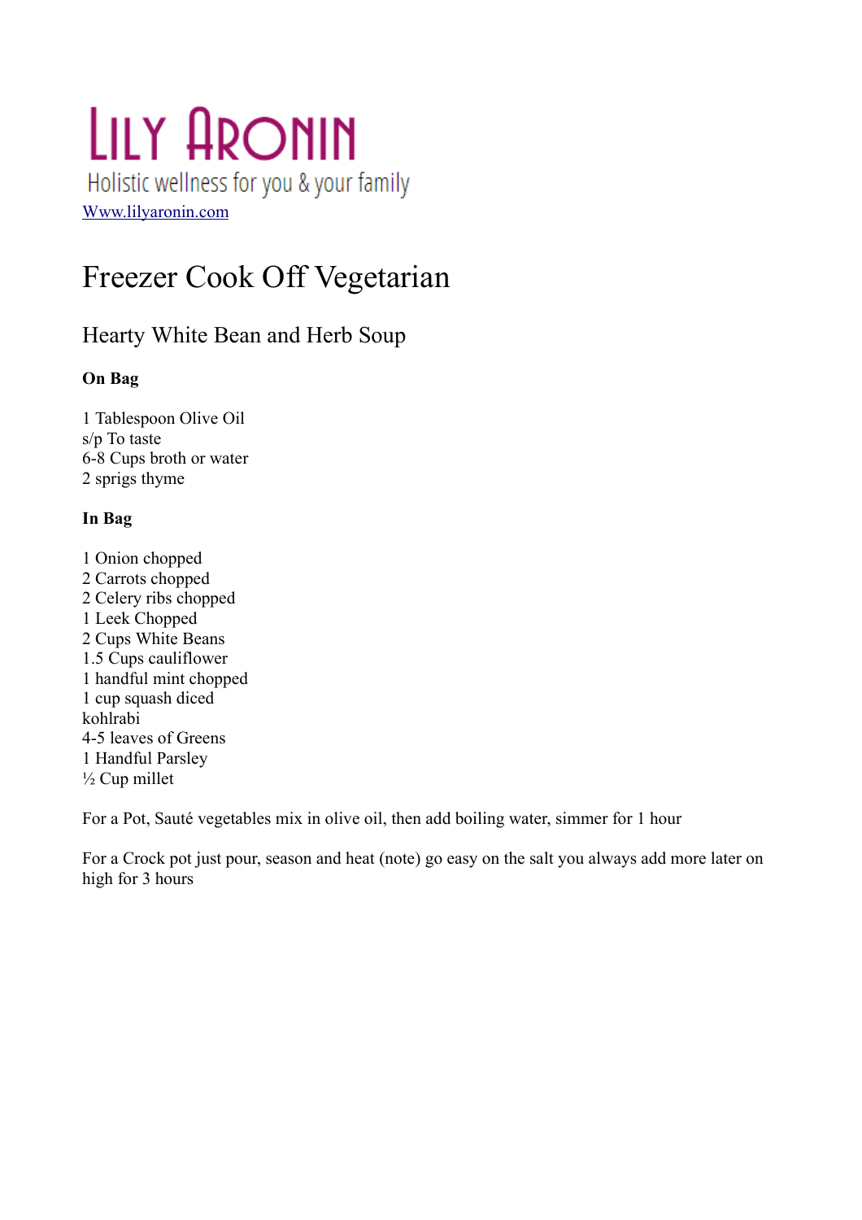# Lily Aronin

Holistic wellness for you & your family

Www.lilyaronin.com

# Freezer Cook Off Vegetarian

## Hearty White Bean and Herb Soup

**On Bag**

1 Tablespoon Olive Oil
s/p To taste
6-8 Cups broth or water
2 sprigs thyme

**In Bag**

1 Onion chopped
2 Carrots chopped
2 Celery ribs chopped
1 Leek Chopped
2 Cups White Beans
1.5 Cups cauliflower
1 handful mint chopped
1 cup squash diced
kohlrabi
4-5 leaves of Greens
1 Handful Parsley
½ Cup millet

For a Pot, Sauté vegetables mix in olive oil, then add boiling water, simmer for 1 hour

For a Crock pot just pour, season and heat (note) go easy on the salt you always add more later on high for 3 hours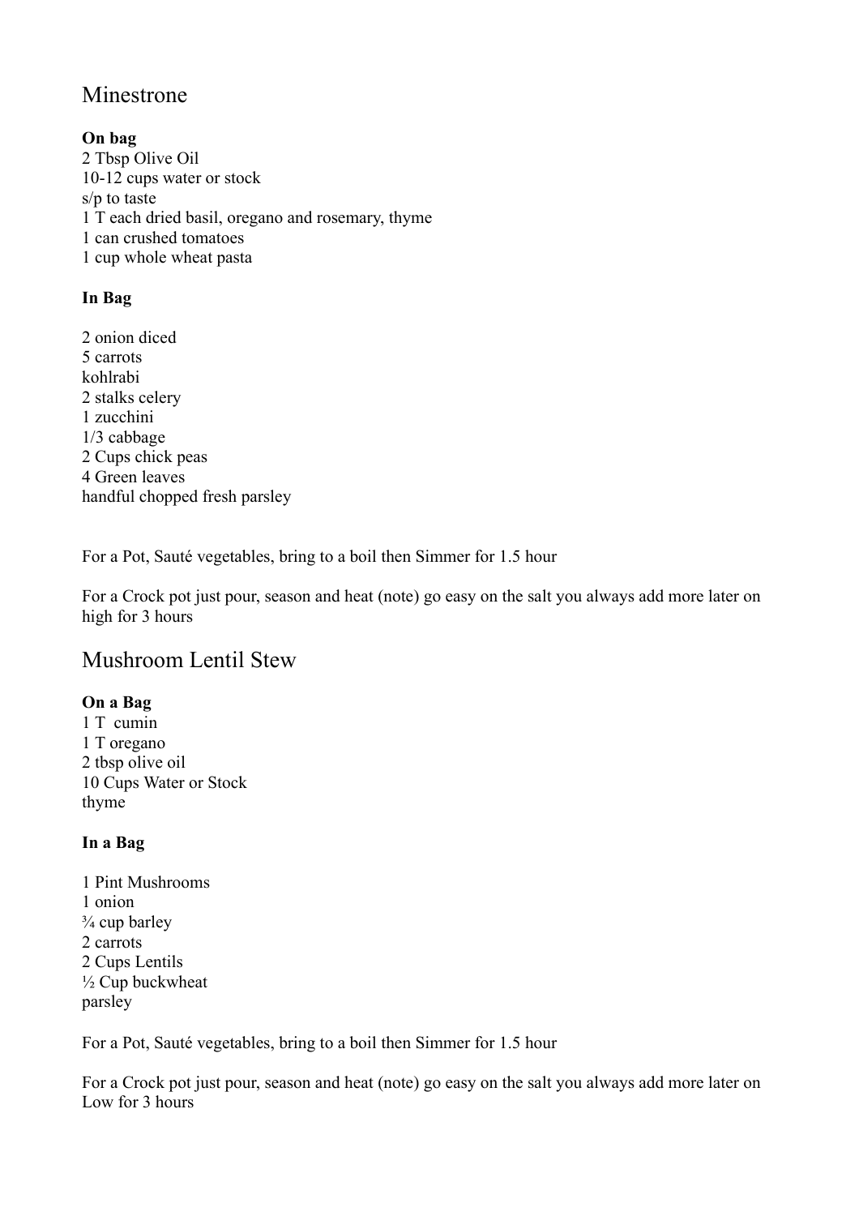## Minestrone

**On bag**
2 Tbsp Olive Oil
10-12 cups water or stock
s/p to taste
1 T each dried basil, oregano and rosemary, thyme
1 can crushed tomatoes
1 cup whole wheat pasta

**In Bag**

2 onion diced
5 carrots
kohlrabi
2 stalks celery
1 zucchini
1/3 cabbage
2 Cups chick peas
4 Green leaves
handful chopped fresh parsley

For a Pot, Sauté vegetables, bring to a boil then Simmer for 1.5 hour

For a Crock pot just pour, season and heat (note) go easy on the salt you always add more later on high for 3 hours

## Mushroom Lentil Stew

**On a Bag**
1 T cumin
1 T oregano
2 tbsp olive oil
10 Cups Water or Stock
thyme

**In a Bag**

1 Pint Mushrooms
1 onion
¾ cup barley
2 carrots
2 Cups Lentils
½ Cup buckwheat
parsley

For a Pot, Sauté vegetables, bring to a boil then Simmer for 1.5 hour

For a Crock pot just pour, season and heat (note) go easy on the salt you always add more later on Low for 3 hours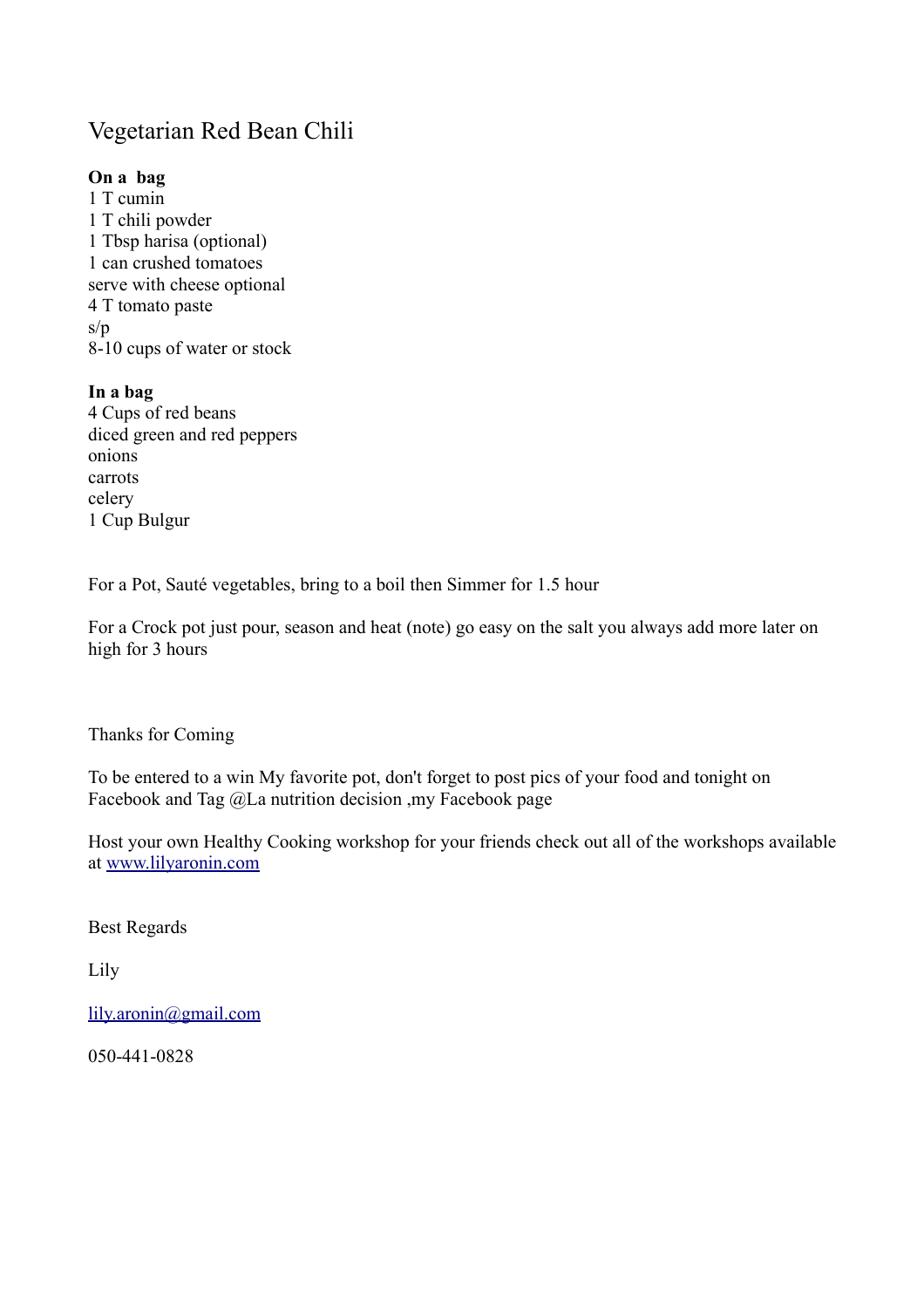# Vegetarian Red Bean Chili

**On a bag**
1 T cumin
1 T chili powder
1 Tbsp harisa (optional)
1 can crushed tomatoes
serve with cheese optional
4 T tomato paste
s/p
8-10 cups of water or stock

**In a bag**
4 Cups of red beans
diced green and red peppers
onions
carrots
celery
1 Cup Bulgur

For a Pot, Sauté vegetables, bring to a boil then Simmer for 1.5 hour

For a Crock pot just pour, season and heat (note) go easy on the salt you always add more later on high for 3 hours

Thanks for Coming

To be entered to a win My favorite pot, don't forget to post pics of your food and tonight on Facebook and Tag @La nutrition decision ,my Facebook page

Host your own Healthy Cooking workshop for your friends check out all of the workshops available at www.lilyaronin.com

Best Regards

Lily

lily.aronin@gmail.com

050-441-0828